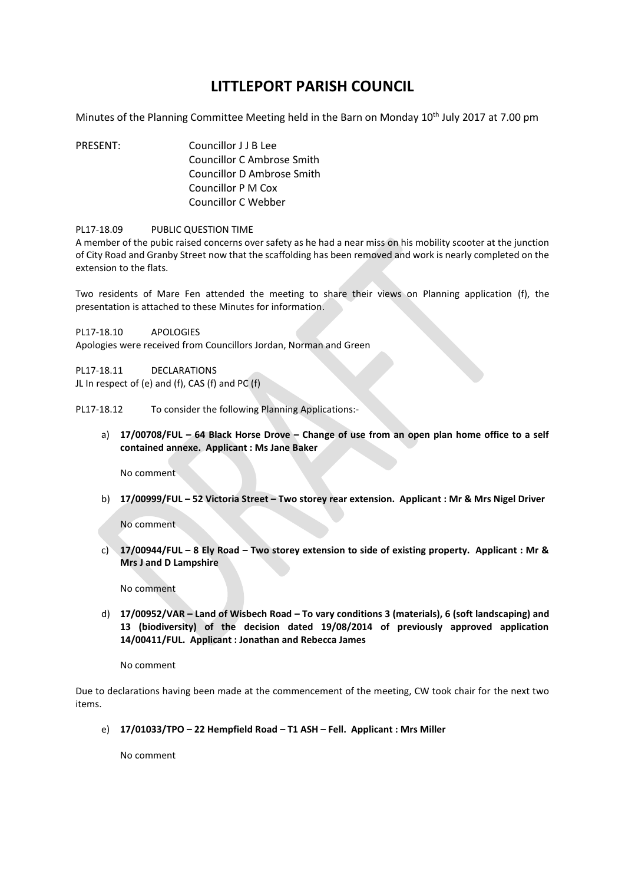# LITTLEPORT PARISH COUNCIL

Minutes of the Planning Committee Meeting held in the Barn on Monday 10th July 2017 at 7.00 pm

PRESENT:
Councillor J J B Lee
Councillor C Ambrose Smith
Councillor D Ambrose Smith
Councillor P M Cox
Councillor C Webber

PL17-18.09 PUBLIC QUESTION TIME

A member of the pubic raised concerns over safety as he had a near miss on his mobility scooter at the junction of City Road and Granby Street now that the scaffolding has been removed and work is nearly completed on the extension to the flats.

Two residents of Mare Fen attended the meeting to share their views on Planning application (f), the presentation is attached to these Minutes for information.

PL17-18.10 APOLOGIES

Apologies were received from Councillors Jordan, Norman and Green

PL17-18.11 DECLARATIONS

JL In respect of (e) and (f), CAS (f) and PC (f)

PL17-18.12 To consider the following Planning Applications:-

a) **17/00708/FUL – 64 Black Horse Drove – Change of use from an open plan home office to a self contained annexe. Applicant : Ms Jane Baker**

   No comment

b) **17/00999/FUL – 52 Victoria Street – Two storey rear extension. Applicant : Mr & Mrs Nigel Driver**

   No comment

c) **17/00944/FUL – 8 Ely Road – Two storey extension to side of existing property. Applicant : Mr & Mrs J and D Lampshire**

   No comment

d) **17/00952/VAR – Land of Wisbech Road – To vary conditions 3 (materials), 6 (soft landscaping) and 13 (biodiversity) of the decision dated 19/08/2014 of previously approved application 14/00411/FUL. Applicant : Jonathan and Rebecca James**

   No comment

Due to declarations having been made at the commencement of the meeting, CW took chair for the next two items.

e) **17/01033/TPO – 22 Hempfield Road – T1 ASH – Fell. Applicant : Mrs Miller**

   No comment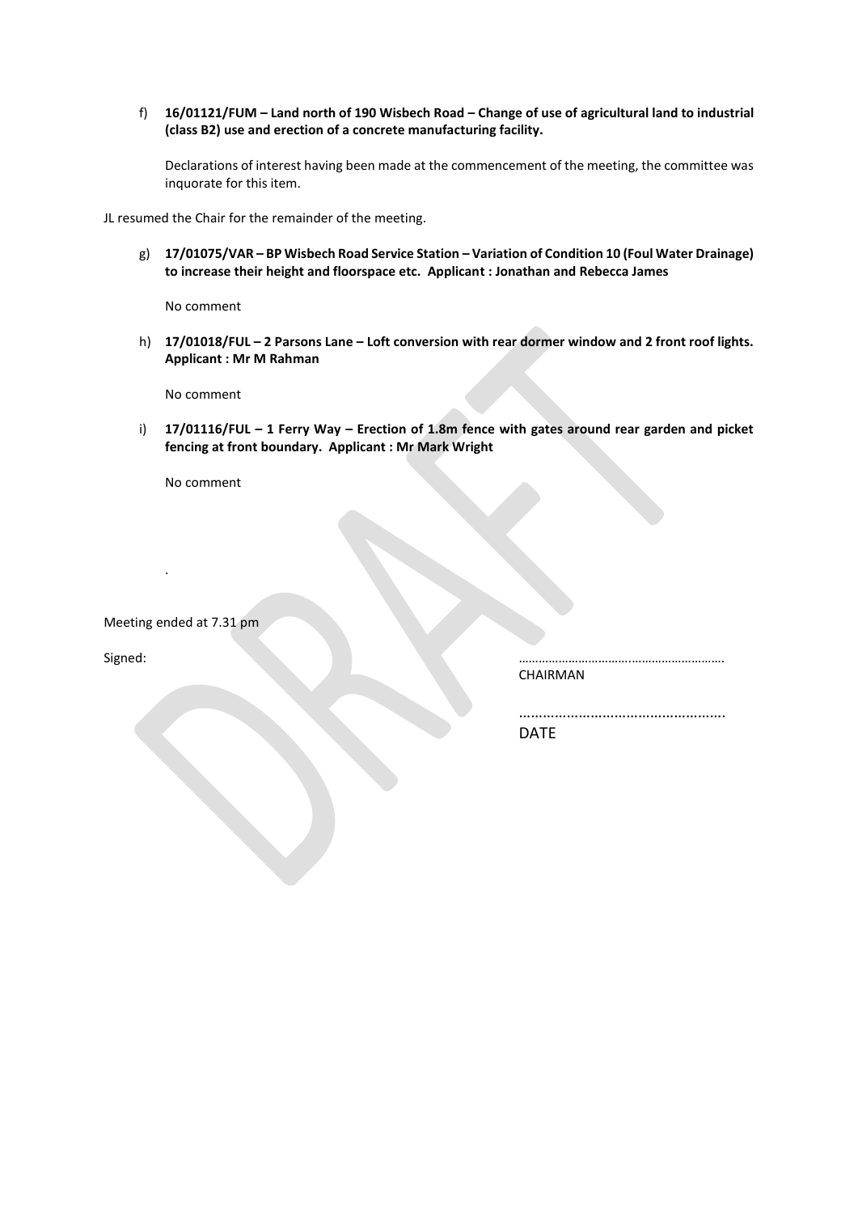f) **16/01121/FUM – Land north of 190 Wisbech Road – Change of use of agricultural land to industrial (class B2) use and erection of a concrete manufacturing facility.**

   Declarations of interest having been made at the commencement of the meeting, the committee was inquorate for this item.

JL resumed the Chair for the remainder of the meeting.

g) **17/01075/VAR – BP Wisbech Road Service Station – Variation of Condition 10 (Foul Water Drainage) to increase their height and floorspace etc. Applicant : Jonathan and Rebecca James**

   No comment

h) **17/01018/FUL – 2 Parsons Lane – Loft conversion with rear dormer window and 2 front roof lights. Applicant : Mr M Rahman**

   No comment

i) **17/01116/FUL – 1 Ferry Way – Erection of 1.8m fence with gates around rear garden and picket fencing at front boundary. Applicant : Mr Mark Wright**

   No comment

.

Meeting ended at 7.31 pm

Signed: ……………………………………………………
CHAIRMAN

……………………………………………
DATE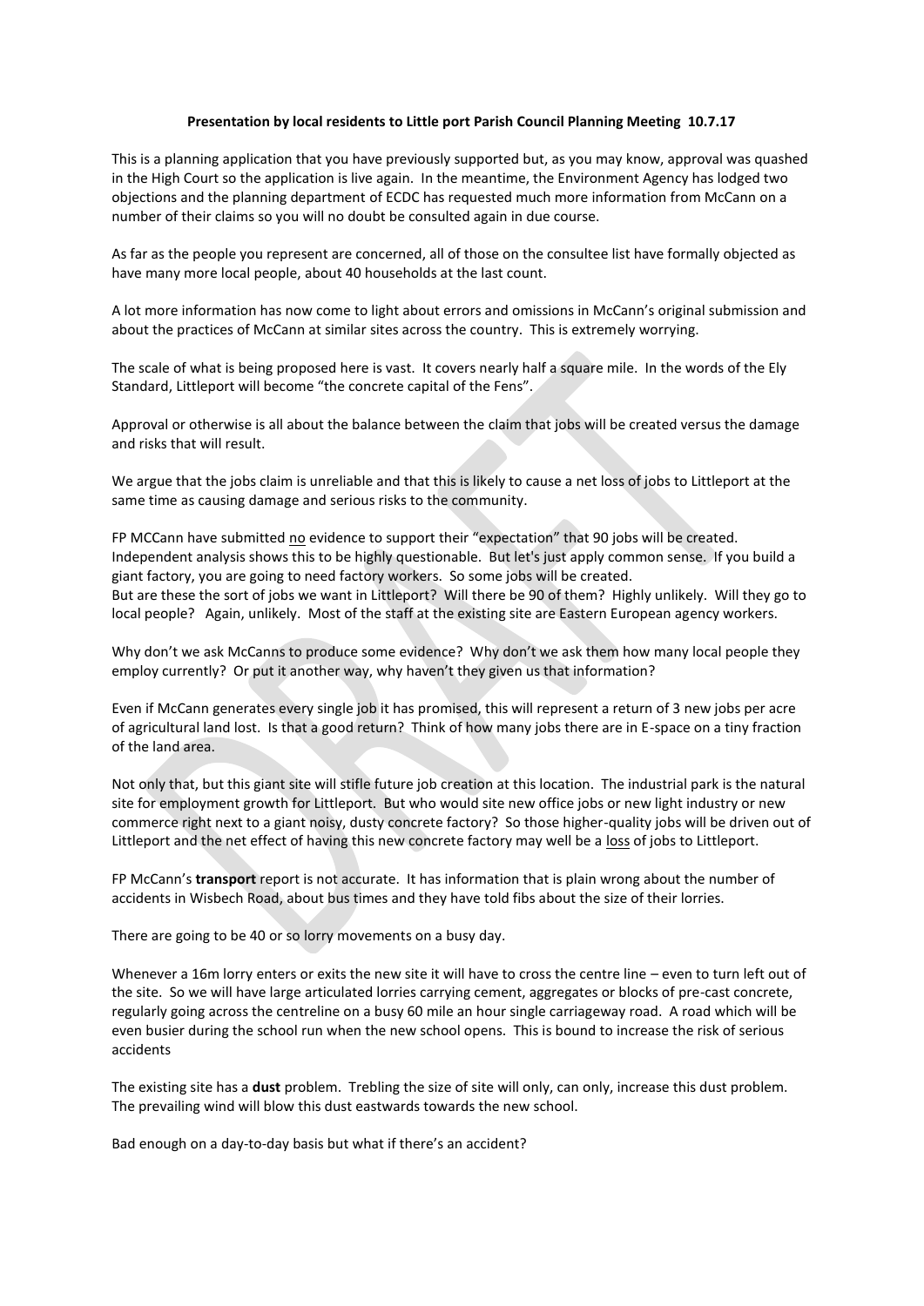**Presentation by local residents to Little port Parish Council Planning Meeting 10.7.17**

This is a planning application that you have previously supported but, as you may know, approval was quashed in the High Court so the application is live again. In the meantime, the Environment Agency has lodged two objections and the planning department of ECDC has requested much more information from McCann on a number of their claims so you will no doubt be consulted again in due course.

As far as the people you represent are concerned, all of those on the consultee list have formally objected as have many more local people, about 40 households at the last count.

A lot more information has now come to light about errors and omissions in McCann's original submission and about the practices of McCann at similar sites across the country. This is extremely worrying.

The scale of what is being proposed here is vast. It covers nearly half a square mile. In the words of the Ely Standard, Littleport will become "the concrete capital of the Fens".

Approval or otherwise is all about the balance between the claim that jobs will be created versus the damage and risks that will result.

We argue that the jobs claim is unreliable and that this is likely to cause a net loss of jobs to Littleport at the same time as causing damage and serious risks to the community.

FP MCCann have submitted <u>no</u> evidence to support their "expectation" that 90 jobs will be created. Independent analysis shows this to be highly questionable. But let's just apply common sense. If you build a giant factory, you are going to need factory workers. So some jobs will be created.
But are these the sort of jobs we want in Littleport? Will there be 90 of them? Highly unlikely. Will they go to local people? Again, unlikely. Most of the staff at the existing site are Eastern European agency workers.

Why don't we ask McCanns to produce some evidence? Why don't we ask them how many local people they employ currently? Or put it another way, why haven't they given us that information?

Even if McCann generates every single job it has promised, this will represent a return of 3 new jobs per acre of agricultural land lost. Is that a good return? Think of how many jobs there are in E-space on a tiny fraction of the land area.

Not only that, but this giant site will stifle future job creation at this location. The industrial park is the natural site for employment growth for Littleport. But who would site new office jobs or new light industry or new commerce right next to a giant noisy, dusty concrete factory? So those higher-quality jobs will be driven out of Littleport and the net effect of having this new concrete factory may well be a <u>loss</u> of jobs to Littleport.

FP McCann's **transport** report is not accurate. It has information that is plain wrong about the number of accidents in Wisbech Road, about bus times and they have told fibs about the size of their lorries.

There are going to be 40 or so lorry movements on a busy day.

Whenever a 16m lorry enters or exits the new site it will have to cross the centre line – even to turn left out of the site. So we will have large articulated lorries carrying cement, aggregates or blocks of pre-cast concrete, regularly going across the centreline on a busy 60 mile an hour single carriageway road. A road which will be even busier during the school run when the new school opens. This is bound to increase the risk of serious accidents

The existing site has a **dust** problem. Trebling the size of site will only, can only, increase this dust problem. The prevailing wind will blow this dust eastwards towards the new school.

Bad enough on a day-to-day basis but what if there's an accident?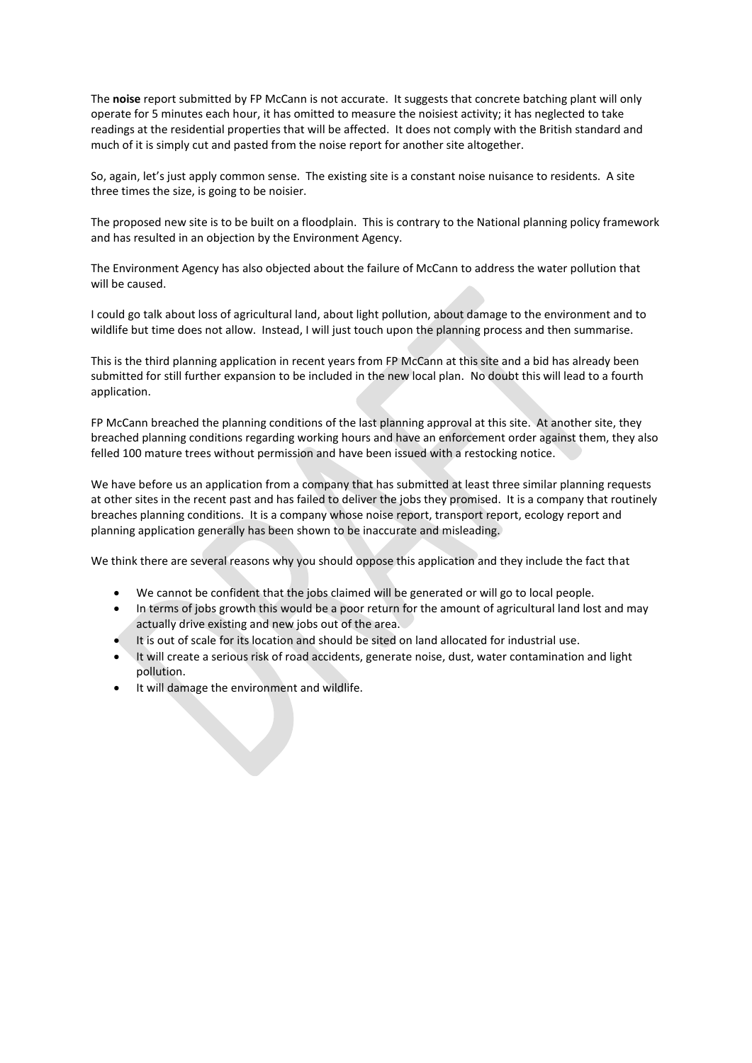The **noise** report submitted by FP McCann is not accurate. It suggests that concrete batching plant will only operate for 5 minutes each hour, it has omitted to measure the noisiest activity; it has neglected to take readings at the residential properties that will be affected. It does not comply with the British standard and much of it is simply cut and pasted from the noise report for another site altogether.

So, again, let's just apply common sense. The existing site is a constant noise nuisance to residents. A site three times the size, is going to be noisier.

The proposed new site is to be built on a floodplain. This is contrary to the National planning policy framework and has resulted in an objection by the Environment Agency.

The Environment Agency has also objected about the failure of McCann to address the water pollution that will be caused.

I could go talk about loss of agricultural land, about light pollution, about damage to the environment and to wildlife but time does not allow. Instead, I will just touch upon the planning process and then summarise.

This is the third planning application in recent years from FP McCann at this site and a bid has already been submitted for still further expansion to be included in the new local plan. No doubt this will lead to a fourth application.

FP McCann breached the planning conditions of the last planning approval at this site. At another site, they breached planning conditions regarding working hours and have an enforcement order against them, they also felled 100 mature trees without permission and have been issued with a restocking notice.

We have before us an application from a company that has submitted at least three similar planning requests at other sites in the recent past and has failed to deliver the jobs they promised. It is a company that routinely breaches planning conditions. It is a company whose noise report, transport report, ecology report and planning application generally has been shown to be inaccurate and misleading.

We think there are several reasons why you should oppose this application and they include the fact that

- We cannot be confident that the jobs claimed will be generated or will go to local people.
- In terms of jobs growth this would be a poor return for the amount of agricultural land lost and may actually drive existing and new jobs out of the area.
- It is out of scale for its location and should be sited on land allocated for industrial use.
- It will create a serious risk of road accidents, generate noise, dust, water contamination and light pollution.
- It will damage the environment and wildlife.